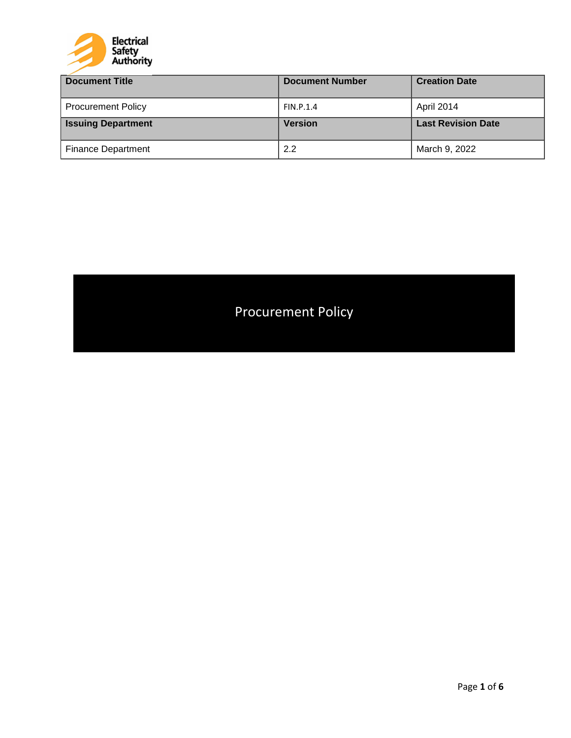Electrical Safety Authority

| Document Title | Document Number | Creation Date |
|---|---|---|
| Procurement Policy | FIN.P.1.4 | April 2014 |
| **Issuing Department** | **Version** | **Last Revision Date** |
| Finance Department | 2.2 | March 9, 2022 |

# Procurement Policy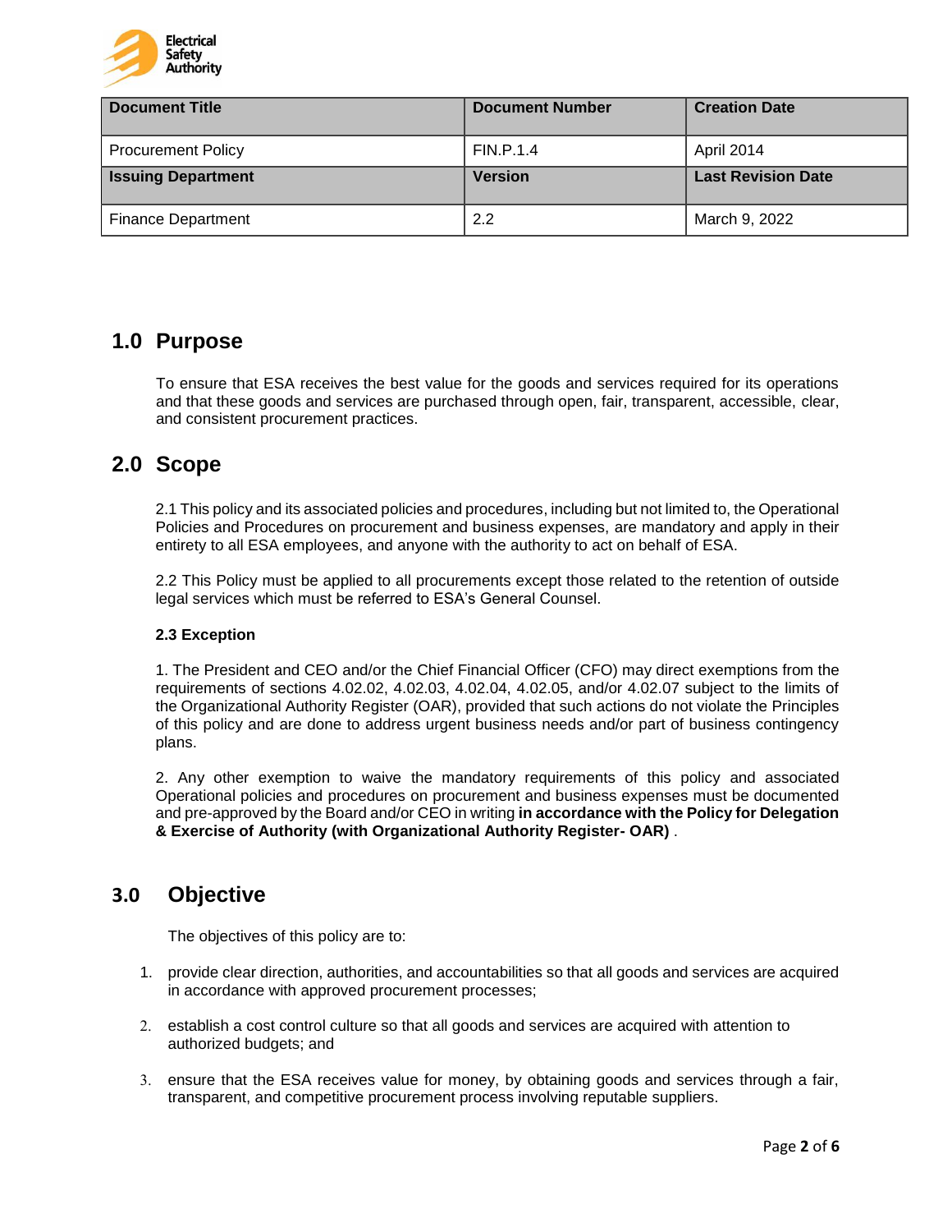| Document Title | Document Number | Creation Date |
| --- | --- | --- |
| Procurement Policy | FIN.P.1.4 | April 2014 |
| **Issuing Department** | **Version** | **Last Revision Date** |
| Finance Department | 2.2 | March 9, 2022 |

## 1.0 Purpose

To ensure that ESA receives the best value for the goods and services required for its operations and that these goods and services are purchased through open, fair, transparent, accessible, clear, and consistent procurement practices.

## 2.0 Scope

2.1 This policy and its associated policies and procedures, including but not limited to, the Operational Policies and Procedures on procurement and business expenses, are mandatory and apply in their entirety to all ESA employees, and anyone with the authority to act on behalf of ESA.

2.2 This Policy must be applied to all procurements except those related to the retention of outside legal services which must be referred to ESA's General Counsel.

**2.3 Exception**

1. The President and CEO and/or the Chief Financial Officer (CFO) may direct exemptions from the requirements of sections 4.02.02, 4.02.03, 4.02.04, 4.02.05, and/or 4.02.07 subject to the limits of the Organizational Authority Register (OAR), provided that such actions do not violate the Principles of this policy and are done to address urgent business needs and/or part of business contingency plans.

2. Any other exemption to waive the mandatory requirements of this policy and associated Operational policies and procedures on procurement and business expenses must be documented and pre-approved by the Board and/or CEO in writing **in accordance with the Policy for Delegation & Exercise of Authority (with Organizational Authority Register- OAR)** .

## 3.0 Objective

The objectives of this policy are to:

1. provide clear direction, authorities, and accountabilities so that all goods and services are acquired in accordance with approved procurement processes;
2. establish a cost control culture so that all goods and services are acquired with attention to authorized budgets; and
3. ensure that the ESA receives value for money, by obtaining goods and services through a fair, transparent, and competitive procurement process involving reputable suppliers.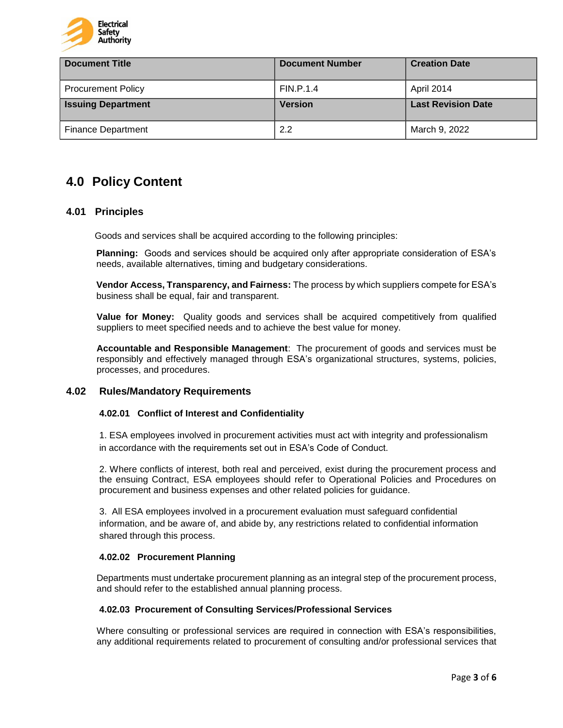| Document Title | Document Number | Creation Date |
| --- | --- | --- |
| Procurement Policy | FIN.P.1.4 | April 2014 |
| **Issuing Department** | **Version** | **Last Revision Date** |
| Finance Department | 2.2 | March 9, 2022 |

## 4.0 Policy Content

### 4.01 Principles

Goods and services shall be acquired according to the following principles:

**Planning:** Goods and services should be acquired only after appropriate consideration of ESA's needs, available alternatives, timing and budgetary considerations.

**Vendor Access, Transparency, and Fairness:** The process by which suppliers compete for ESA's business shall be equal, fair and transparent.

**Value for Money:** Quality goods and services shall be acquired competitively from qualified suppliers to meet specified needs and to achieve the best value for money.

**Accountable and Responsible Management**: The procurement of goods and services must be responsibly and effectively managed through ESA's organizational structures, systems, policies, processes, and procedures.

### 4.02 Rules/Mandatory Requirements

#### 4.02.01 Conflict of Interest and Confidentiality

1. ESA employees involved in procurement activities must act with integrity and professionalism in accordance with the requirements set out in ESA's Code of Conduct.

2. Where conflicts of interest, both real and perceived, exist during the procurement process and the ensuing Contract, ESA employees should refer to Operational Policies and Procedures on procurement and business expenses and other related policies for guidance.

3. All ESA employees involved in a procurement evaluation must safeguard confidential information, and be aware of, and abide by, any restrictions related to confidential information shared through this process.

#### 4.02.02 Procurement Planning

Departments must undertake procurement planning as an integral step of the procurement process, and should refer to the established annual planning process.

#### 4.02.03 Procurement of Consulting Services/Professional Services

Where consulting or professional services are required in connection with ESA's responsibilities, any additional requirements related to procurement of consulting and/or professional services that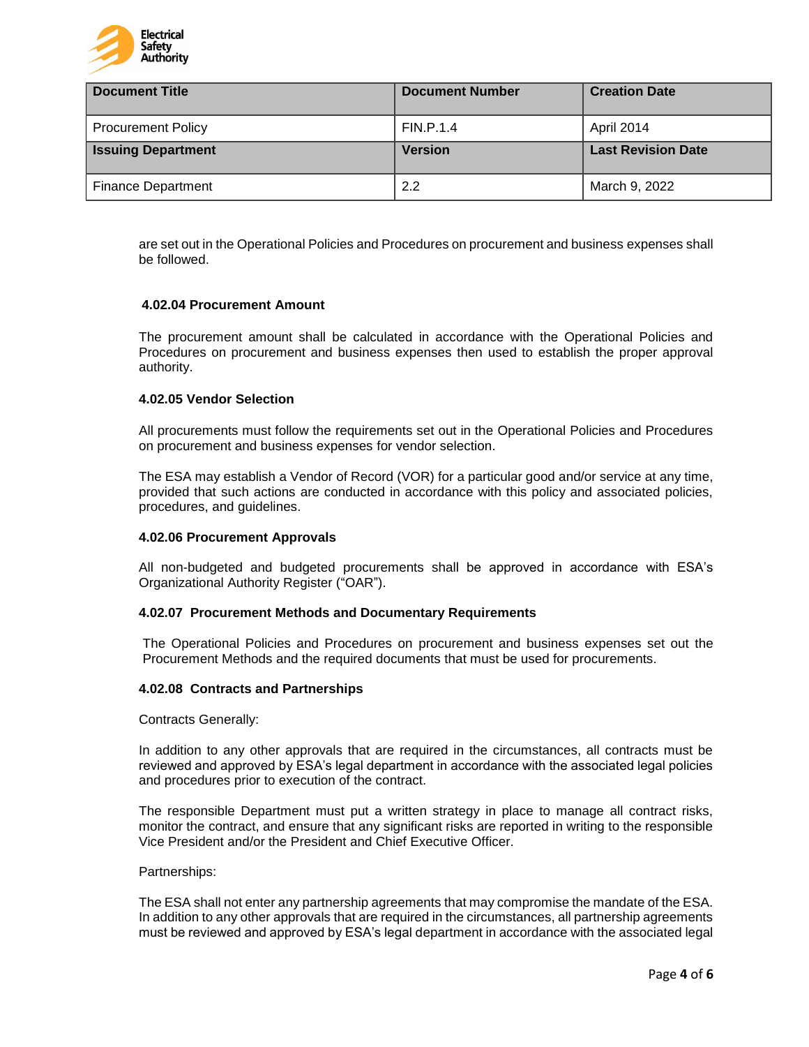are set out in the Operational Policies and Procedures on procurement and business expenses shall be followed.

#### 4.02.04 Procurement Amount

The procurement amount shall be calculated in accordance with the Operational Policies and Procedures on procurement and business expenses then used to establish the proper approval authority.

#### 4.02.05 Vendor Selection

All procurements must follow the requirements set out in the Operational Policies and Procedures on procurement and business expenses for vendor selection.

The ESA may establish a Vendor of Record (VOR) for a particular good and/or service at any time, provided that such actions are conducted in accordance with this policy and associated policies, procedures, and guidelines.

#### 4.02.06 Procurement Approvals

All non-budgeted and budgeted procurements shall be approved in accordance with ESA's Organizational Authority Register ("OAR").

#### 4.02.07 Procurement Methods and Documentary Requirements

The Operational Policies and Procedures on procurement and business expenses set out the Procurement Methods and the required documents that must be used for procurements.

#### 4.02.08 Contracts and Partnerships

Contracts Generally:

In addition to any other approvals that are required in the circumstances, all contracts must be reviewed and approved by ESA's legal department in accordance with the associated legal policies and procedures prior to execution of the contract.

The responsible Department must put a written strategy in place to manage all contract risks, monitor the contract, and ensure that any significant risks are reported in writing to the responsible Vice President and/or the President and Chief Executive Officer.

Partnerships:

The ESA shall not enter any partnership agreements that may compromise the mandate of the ESA. In addition to any other approvals that are required in the circumstances, all partnership agreements must be reviewed and approved by ESA's legal department in accordance with the associated legal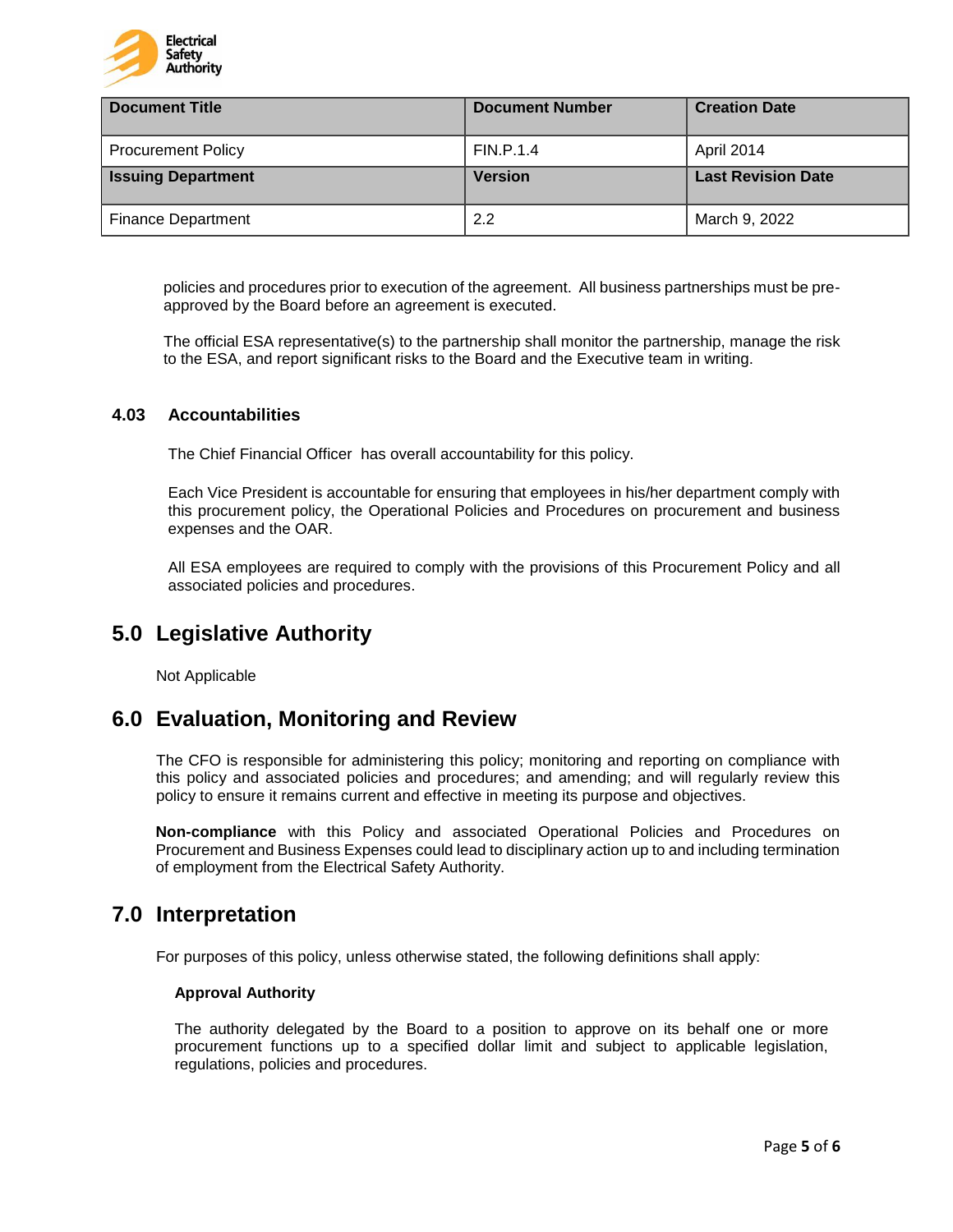policies and procedures prior to execution of the agreement. All business partnerships must be pre-approved by the Board before an agreement is executed.

The official ESA representative(s) to the partnership shall monitor the partnership, manage the risk to the ESA, and report significant risks to the Board and the Executive team in writing.

### 4.03 Accountabilities

The Chief Financial Officer has overall accountability for this policy.

Each Vice President is accountable for ensuring that employees in his/her department comply with this procurement policy, the Operational Policies and Procedures on procurement and business expenses and the OAR.

All ESA employees are required to comply with the provisions of this Procurement Policy and all associated policies and procedures.

## 5.0 Legislative Authority

Not Applicable

## 6.0 Evaluation, Monitoring and Review

The CFO is responsible for administering this policy; monitoring and reporting on compliance with this policy and associated policies and procedures; and amending; and will regularly review this policy to ensure it remains current and effective in meeting its purpose and objectives.

**Non-compliance** with this Policy and associated Operational Policies and Procedures on Procurement and Business Expenses could lead to disciplinary action up to and including termination of employment from the Electrical Safety Authority.

## 7.0 Interpretation

For purposes of this policy, unless otherwise stated, the following definitions shall apply:

**Approval Authority**

The authority delegated by the Board to a position to approve on its behalf one or more procurement functions up to a specified dollar limit and subject to applicable legislation, regulations, policies and procedures.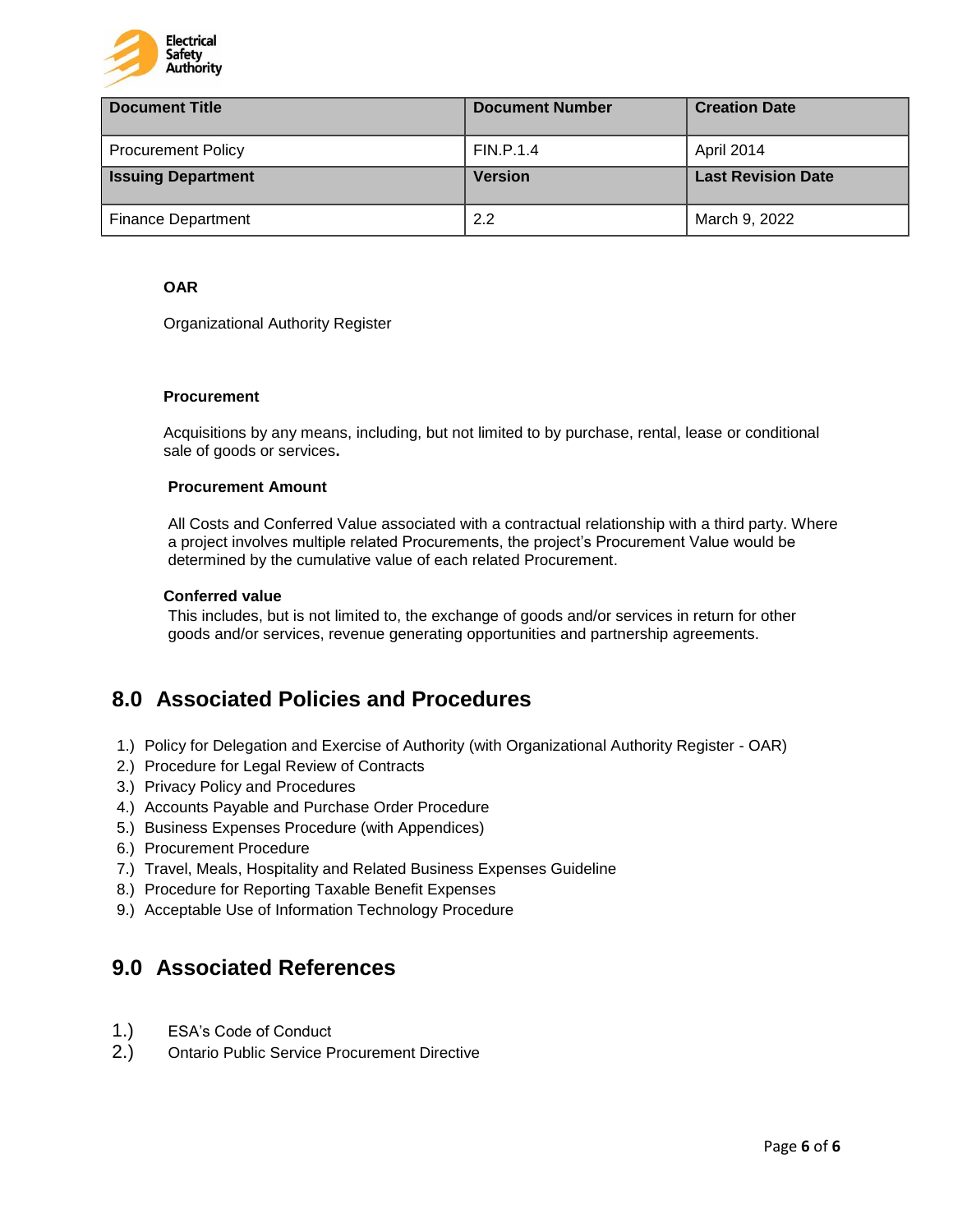| Document Title | Document Number | Creation Date |
|---|---|---|
| Procurement Policy | FIN.P.1.4 | April 2014 |
| **Issuing Department** | **Version** | **Last Revision Date** |
| Finance Department | 2.2 | March 9, 2022 |

**OAR**

Organizational Authority Register

**Procurement**

Acquisitions by any means, including, but not limited to by purchase, rental, lease or conditional sale of goods or services**.**

**Procurement Amount**

All Costs and Conferred Value associated with a contractual relationship with a third party. Where a project involves multiple related Procurements, the project's Procurement Value would be determined by the cumulative value of each related Procurement.

**Conferred value**

This includes, but is not limited to, the exchange of goods and/or services in return for other goods and/or services, revenue generating opportunities and partnership agreements.

## 8.0 Associated Policies and Procedures

1.) Policy for Delegation and Exercise of Authority (with Organizational Authority Register - OAR)
2.) Procedure for Legal Review of Contracts
3.) Privacy Policy and Procedures
4.) Accounts Payable and Purchase Order Procedure
5.) Business Expenses Procedure (with Appendices)
6.) Procurement Procedure
7.) Travel, Meals, Hospitality and Related Business Expenses Guideline
8.) Procedure for Reporting Taxable Benefit Expenses
9.) Acceptable Use of Information Technology Procedure

## 9.0 Associated References

1.) ESA's Code of Conduct
2.) Ontario Public Service Procurement Directive